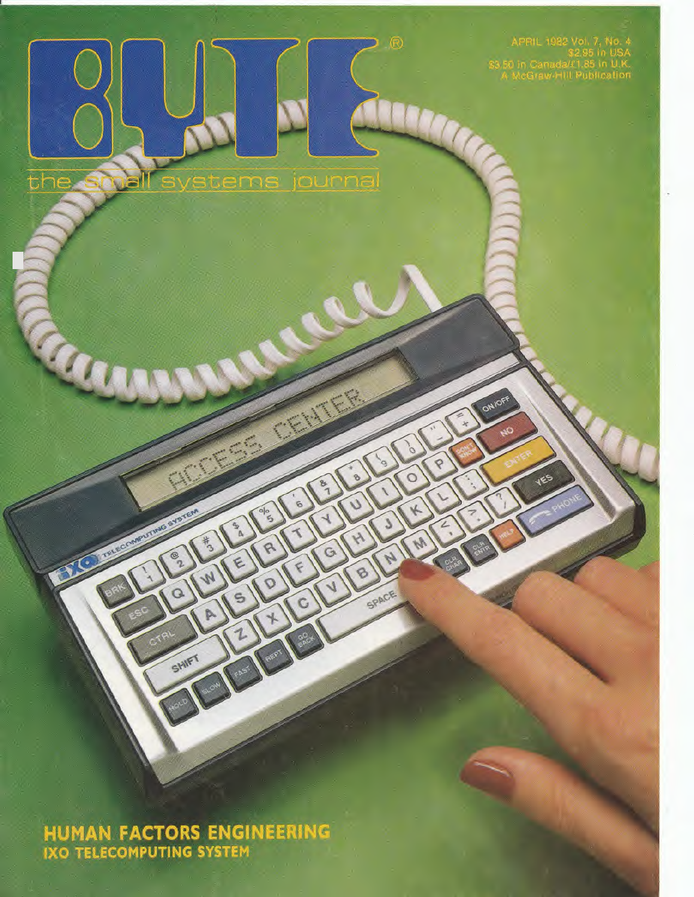# BYTE®

the small systems journal

APRIL 1982 Vol. 7, No. 4
$2.95 in USA
$3.50 in Canada/£1.85 in U.K.
A McGraw-Hill Publication

**HUMAN FACTORS ENGINEERING**

**IXO TELECOMPUTING SYSTEM**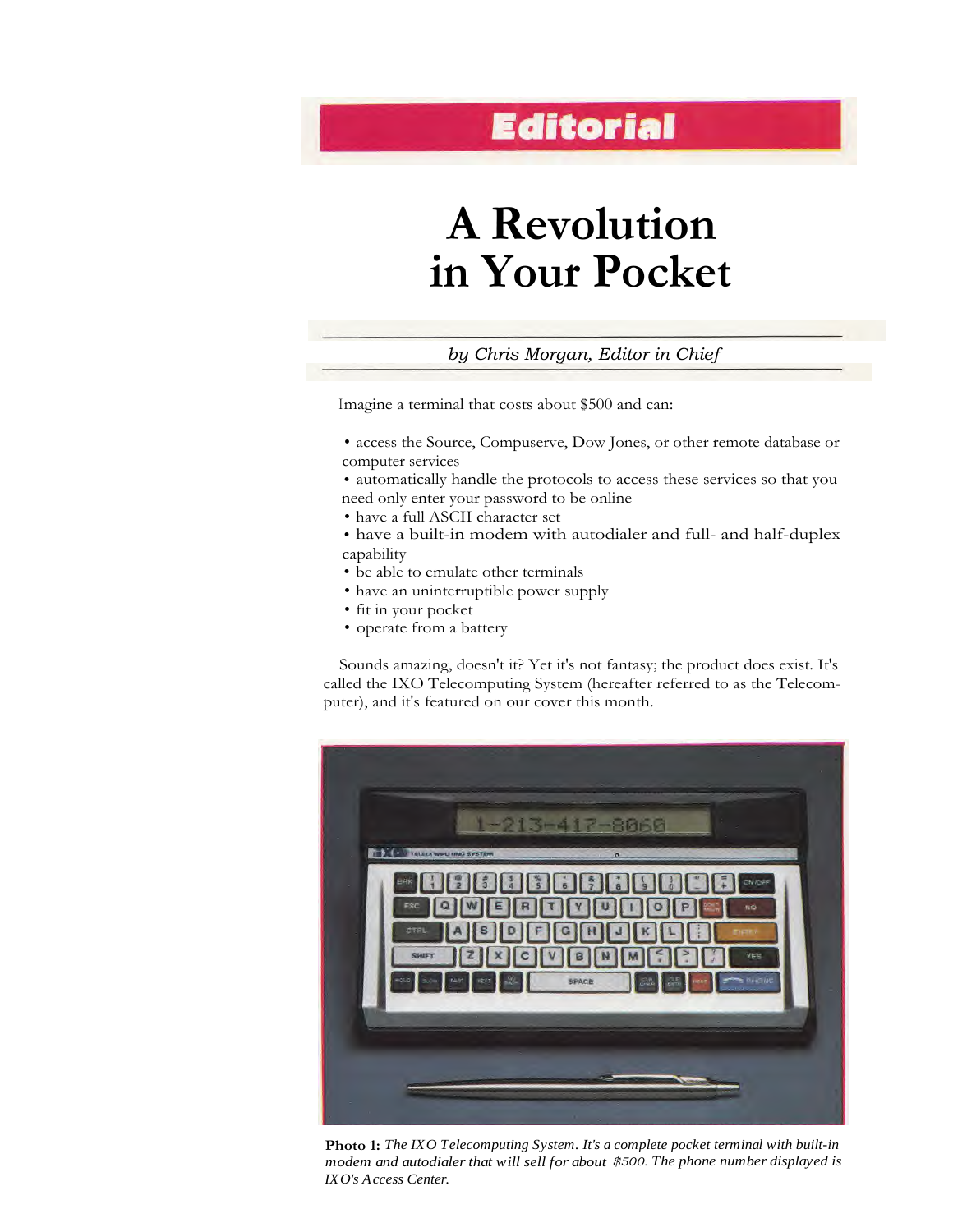## Editorial

# A Revolution in Your Pocket

*by Chris Morgan, Editor in Chief*

Imagine a terminal that costs about $500 and can:

- access the Source, Compuserve, Dow Jones, or other remote database or computer services
- automatically handle the protocols to access these services so that you need only enter your password to be online
- have a full ASCII character set
- have a built-in modem with autodialer and full- and half-duplex capability
- be able to emulate other terminals
- have an uninterruptible power supply
- fit in your pocket
- operate from a battery

Sounds amazing, doesn't it? Yet it's not fantasy; the product does exist. It's called the IXO Telecomputing System (hereafter referred to as the Telecomputer), and it's featured on our cover this month.

**Photo 1:** *The IXO Telecomputing System. It's a complete pocket terminal with built-in modem and autodialer that will sell for about $500. The phone number displayed is IXO's Access Center.*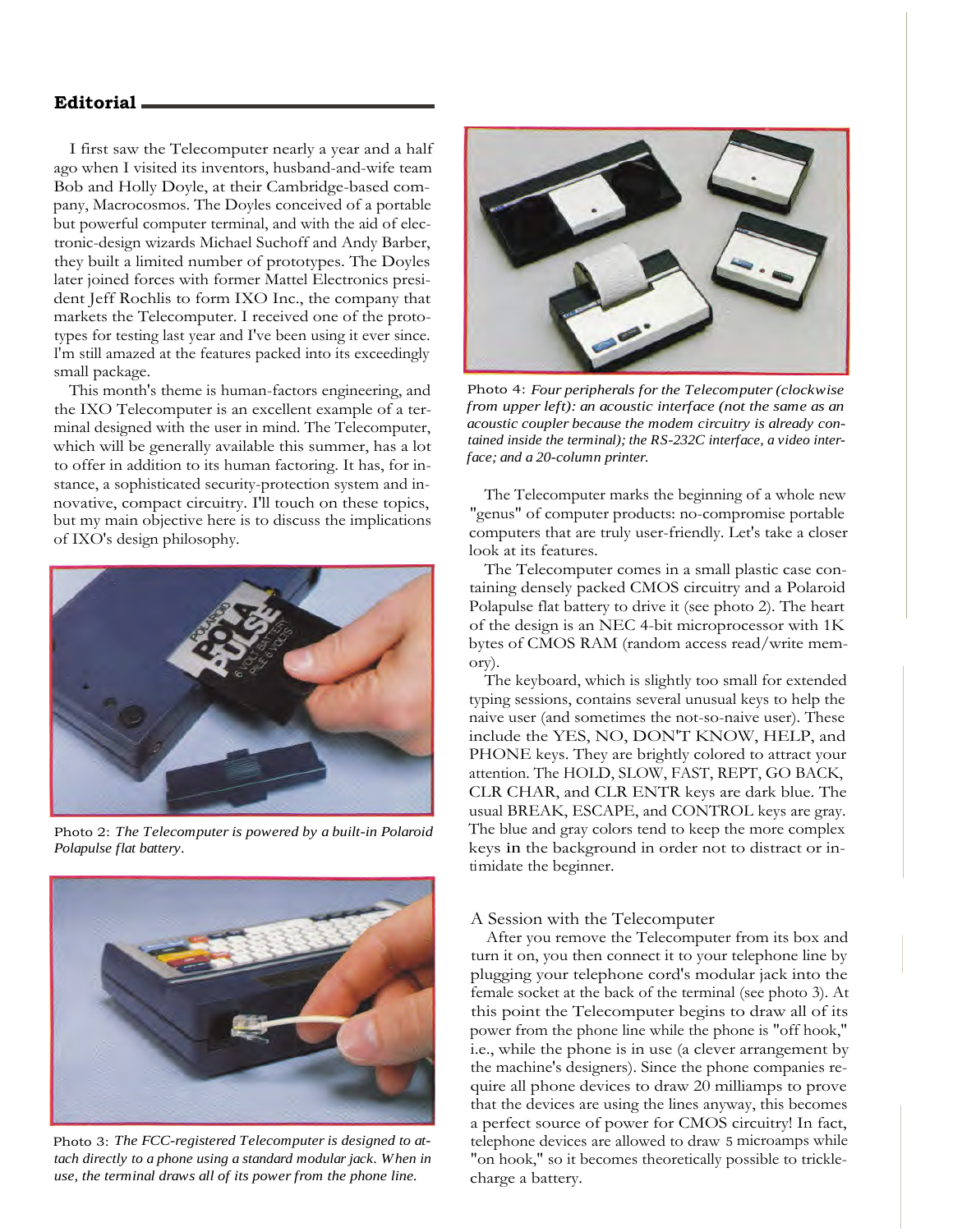## Editorial

I first saw the Telecomputer nearly a year and a half ago when I visited its inventors, husband-and-wife team Bob and Holly Doyle, at their Cambridge-based company, Macrocosmos. The Doyles conceived of a portable but powerful computer terminal, and with the aid of electronic-design wizards Michael Suchoff and Andy Barber, they built a limited number of prototypes. The Doyles later joined forces with former Mattel Electronics president Jeff Rochlis to form IXO Inc., the company that markets the Telecomputer. I received one of the prototypes for testing last year and I've been using it ever since. I'm still amazed at the features packed into its exceedingly small package.

This month's theme is human-factors engineering, and the IXO Telecomputer is an excellent example of a terminal designed with the user in mind. The Telecomputer, which will be generally available this summer, has a lot to offer in addition to its human factoring. It has, for instance, a sophisticated security-protection system and innovative, compact circuitry. I'll touch on these topics, but my main objective here is to discuss the implications of IXO's design philosophy.

Photo 2: *The Telecomputer is powered by a built-in Polaroid Polapulse flat battery.*

Photo 3: *The FCC-registered Telecomputer is designed to attach directly to a phone using a standard modular jack. When in use, the terminal draws all of its power from the phone line.*

Photo 4: *Four peripherals for the Telecomputer (clockwise from upper left): an acoustic interface (not the same as an acoustic coupler because the modem circuitry is already contained inside the terminal); the RS-232C interface, a video interface; and a 20-column printer.*

The Telecomputer marks the beginning of a whole new "genus" of computer products: no-compromise portable computers that are truly user-friendly. Let's take a closer look at its features.

The Telecomputer comes in a small plastic case containing densely packed CMOS circuitry and a Polaroid Polapulse flat battery to drive it (see photo 2). The heart of the design is an NEC 4-bit microprocessor with 1K bytes of CMOS RAM (random access read/write memory).

The keyboard, which is slightly too small for extended typing sessions, contains several unusual keys to help the naive user (and sometimes the not-so-naive user). These include the YES, NO, DON'T KNOW, HELP, and PHONE keys. They are brightly colored to attract your attention. The HOLD, SLOW, FAST, REPT, GO BACK, CLR CHAR, and CLR ENTR keys are dark blue. The usual BREAK, ESCAPE, and CONTROL keys are gray. The blue and gray colors tend to keep the more complex keys in the background in order not to distract or intimidate the beginner.

### A Session with the Telecomputer

After you remove the Telecomputer from its box and turn it on, you then connect it to your telephone line by plugging your telephone cord's modular jack into the female socket at the back of the terminal (see photo 3). At this point the Telecomputer begins to draw all of its power from the phone line while the phone is "off hook," i.e., while the phone is in use (a clever arrangement by the machine's designers). Since the phone companies require all phone devices to draw 20 milliamps to prove that the devices are using the lines anyway, this becomes a perfect source of power for CMOS circuitry! In fact, telephone devices are allowed to draw 5 microamps while "on hook," so it becomes theoretically possible to trickle-charge a battery.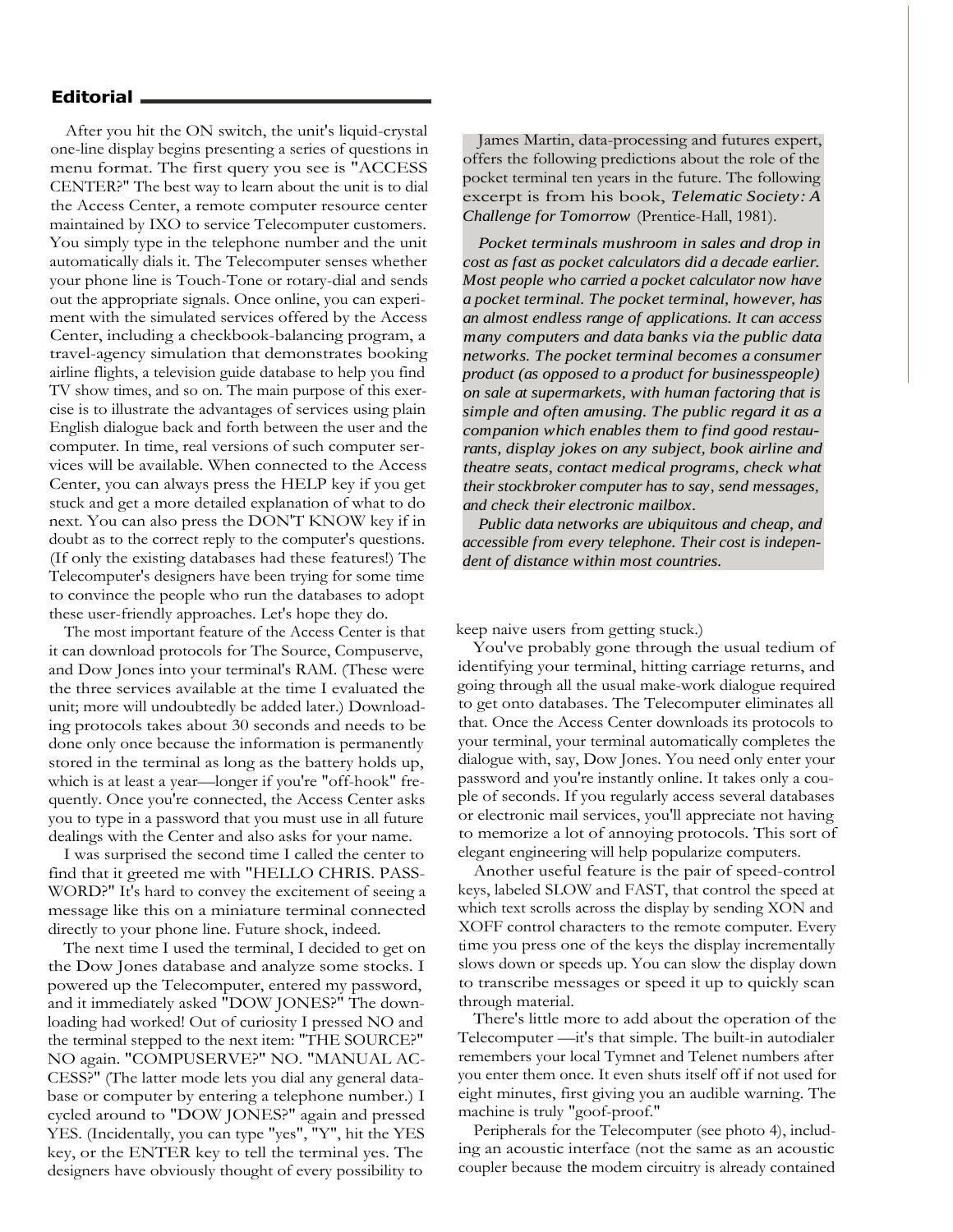## Editorial

After you hit the ON switch, the unit's liquid-crystal one-line display begins presenting a series of questions in menu format. The first query you see is "ACCESS CENTER?" The best way to learn about the unit is to dial the Access Center, a remote computer resource center maintained by IXO to service Telecomputer customers. You simply type in the telephone number and the unit automatically dials it. The Telecomputer senses whether your phone line is Touch-Tone or rotary-dial and sends out the appropriate signals. Once online, you can experiment with the simulated services offered by the Access Center, including a checkbook-balancing program, a travel-agency simulation that demonstrates booking airline flights, a television guide database to help you find TV show times, and so on. The main purpose of this exercise is to illustrate the advantages of services using plain English dialogue back and forth between the user and the computer. In time, real versions of such computer services will be available. When connected to the Access Center, you can always press the HELP key if you get stuck and get a more detailed explanation of what to do next. You can also press the DON'T KNOW key if in doubt as to the correct reply to the computer's questions. (If only the existing databases had these features!) The Telecomputer's designers have been trying for some time to convince the people who run the databases to adopt these user-friendly approaches. Let's hope they do.

The most important feature of the Access Center is that it can download protocols for The Source, Compuserve, and Dow Jones into your terminal's RAM. (These were the three services available at the time I evaluated the unit; more will undoubtedly be added later.) Downloading protocols takes about 30 seconds and needs to be done only once because the information is permanently stored in the terminal as long as the battery holds up, which is at least a year—longer if you're "off-hook" frequently. Once you're connected, the Access Center asks you to type in a password that you must use in all future dealings with the Center and also asks for your name.

I was surprised the second time I called the center to find that it greeted me with "HELLO CHRIS. PASSWORD?" It's hard to convey the excitement of seeing a message like this on a miniature terminal connected directly to your phone line. Future shock, indeed.

The next time I used the terminal, I decided to get on the Dow Jones database and analyze some stocks. I powered up the Telecomputer, entered my password, and it immediately asked "DOW JONES?" The downloading had worked! Out of curiosity I pressed NO and the terminal stepped to the next item: "THE SOURCE?" NO again. "COMPUSERVE?" NO. "MANUAL ACCESS?" (The latter mode lets you dial any general database or computer by entering a telephone number.) I cycled around to "DOW JONES?" again and pressed YES. (Incidentally, you can type "yes", "Y", hit the YES key, or the ENTER key to tell the terminal yes. The designers have obviously thought of every possibility to keep naive users from getting stuck.)

> James Martin, data-processing and futures expert, offers the following predictions about the role of the pocket terminal ten years in the future. The following excerpt is from his book, *Telematic Society: A Challenge for Tomorrow* (Prentice-Hall, 1981).
>
> *Pocket terminals mushroom in sales and drop in cost as fast as pocket calculators did a decade earlier. Most people who carried a pocket calculator now have a pocket terminal. The pocket terminal, however, has an almost endless range of applications. It can access many computers and data banks via the public data networks. The pocket terminal becomes a consumer product (as opposed to a product for businesspeople) on sale at supermarkets, with human factoring that is simple and often amusing. The public regard it as a companion which enables them to find good restaurants, display jokes on any subject, book airline and theatre seats, contact medical programs, check what their stockbroker computer has to say, send messages, and check their electronic mailbox.*
>
> *Public data networks are ubiquitous and cheap, and accessible from every telephone. Their cost is independent of distance within most countries.*

You've probably gone through the usual tedium of identifying your terminal, hitting carriage returns, and going through all the usual make-work dialogue required to get onto databases. The Telecomputer eliminates all that. Once the Access Center downloads its protocols to your terminal, your terminal automatically completes the dialogue with, say, Dow Jones. You need only enter your password and you're instantly online. It takes only a couple of seconds. If you regularly access several databases or electronic mail services, you'll appreciate not having to memorize a lot of annoying protocols. This sort of elegant engineering will help popularize computers.

Another useful feature is the pair of speed-control keys, labeled SLOW and FAST, that control the speed at which text scrolls across the display by sending XON and XOFF control characters to the remote computer. Every time you press one of the keys the display incrementally slows down or speeds up. You can slow the display down to transcribe messages or speed it up to quickly scan through material.

There's little more to add about the operation of the Telecomputer —it's that simple. The built-in autodialer remembers your local Tymnet and Telenet numbers after you enter them once. It even shuts itself off if not used for eight minutes, first giving you an audible warning. The machine is truly "goof-proof."

Peripherals for the Telecomputer (see photo 4), including an acoustic interface (not the same as an acoustic coupler because the modem circuitry is already contained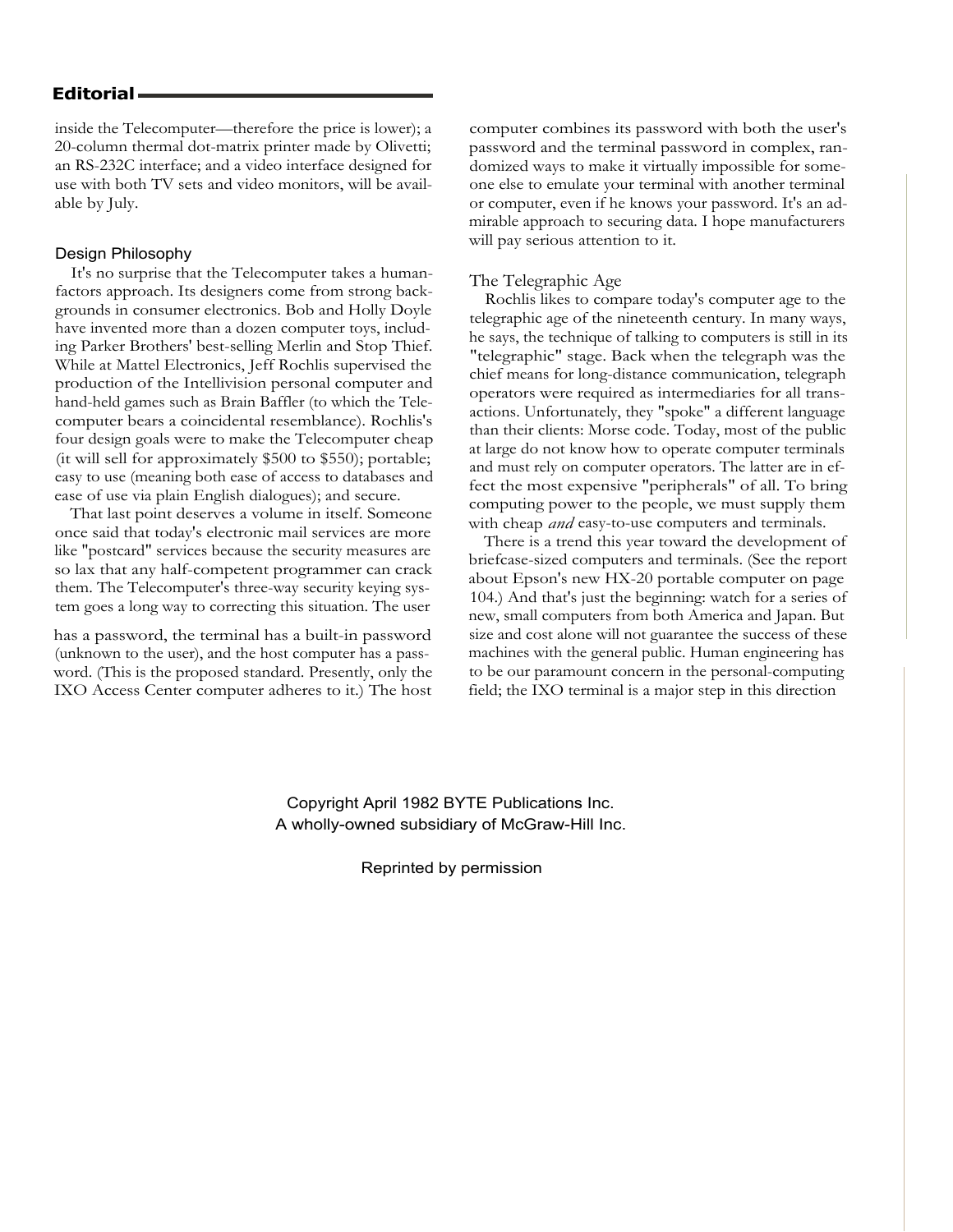inside the Telecomputer—therefore the price is lower); a 20-column thermal dot-matrix printer made by Olivetti; an RS-232C interface; and a video interface designed for use with both TV sets and video monitors, will be available by July.

### Design Philosophy

It's no surprise that the Telecomputer takes a human-factors approach. Its designers come from strong backgrounds in consumer electronics. Bob and Holly Doyle have invented more than a dozen computer toys, including Parker Brothers' best-selling Merlin and Stop Thief. While at Mattel Electronics, Jeff Rochlis supervised the production of the Intellivision personal computer and hand-held games such as Brain Baffler (to which the Telecomputer bears a coincidental resemblance). Rochlis's four design goals were to make the Telecomputer cheap (it will sell for approximately $500 to $550); portable; easy to use (meaning both ease of access to databases and ease of use via plain English dialogues); and secure.

That last point deserves a volume in itself. Someone once said that today's electronic mail services are more like "postcard" services because the security measures are so lax that any half-competent programmer can crack them. The Telecomputer's three-way security keying system goes a long way to correcting this situation. The user has a password, the terminal has a built-in password (unknown to the user), and the host computer has a password. (This is the proposed standard. Presently, only the IXO Access Center computer adheres to it.) The host computer combines its password with both the user's password and the terminal password in complex, randomized ways to make it virtually impossible for someone else to emulate your terminal with another terminal or computer, even if he knows your password. It's an admirable approach to securing data. I hope manufacturers will pay serious attention to it.

### The Telegraphic Age

Rochlis likes to compare today's computer age to the telegraphic age of the nineteenth century. In many ways, he says, the technique of talking to computers is still in its "telegraphic" stage. Back when the telegraph was the chief means for long-distance communication, telegraph operators were required as intermediaries for all transactions. Unfortunately, they "spoke" a different language than their clients: Morse code. Today, most of the public at large do not know how to operate computer terminals and must rely on computer operators. The latter are in effect the most expensive "peripherals" of all. To bring computing power to the people, we must supply them with cheap *and* easy-to-use computers and terminals.

There is a trend this year toward the development of briefcase-sized computers and terminals. (See the report about Epson's new HX-20 portable computer on page 104.) And that's just the beginning: watch for a series of new, small computers from both America and Japan. But size and cost alone will not guarantee the success of these machines with the general public. Human engineering has to be our paramount concern in the personal-computing field; the IXO terminal is a major step in this direction

Copyright April 1982 BYTE Publications Inc.
A wholly-owned subsidiary of McGraw-Hill Inc.

Reprinted by permission